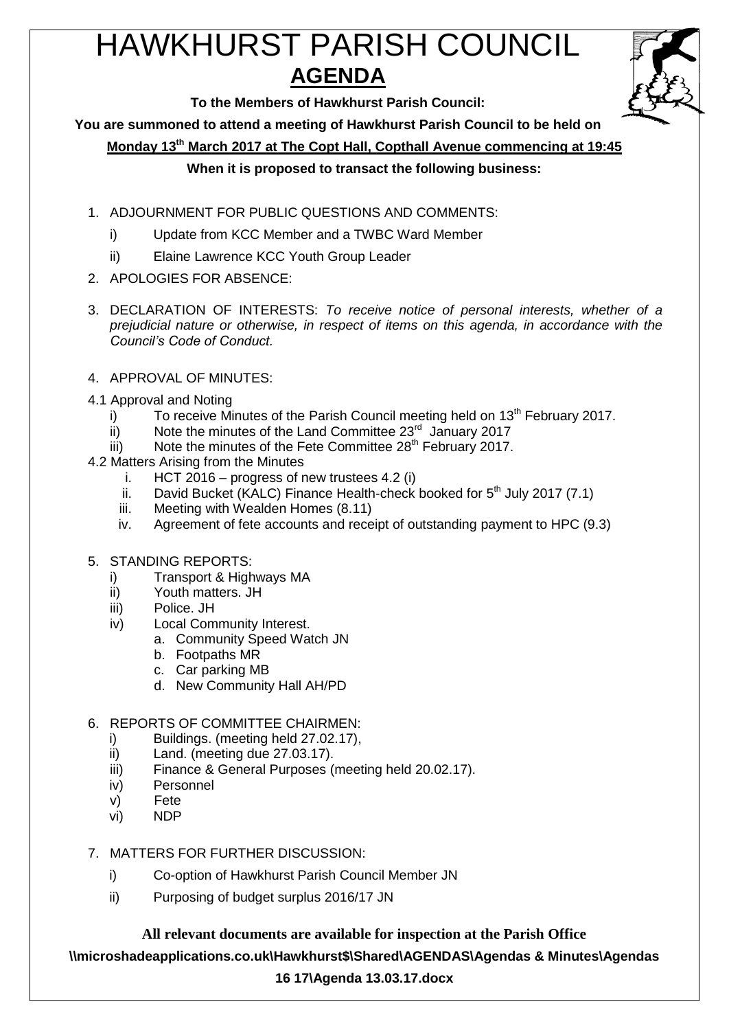# HAWKHURST PARISH COUNCIL

## AGENDA

**To the Members of Hawkhurst Parish Council:**

**You are summoned to attend a meeting of Hawkhurst Parish Council to be held on**

**Monday 13th March 2017 at The Copt Hall, Copthall Avenue commencing at 19:45**

**When it is proposed to transact the following business:**

1. ADJOURNMENT FOR PUBLIC QUESTIONS AND COMMENTS:
   - i) Update from KCC Member and a TWBC Ward Member
   - ii) Elaine Lawrence KCC Youth Group Leader
2. APOLOGIES FOR ABSENCE:
3. DECLARATION OF INTERESTS: *To receive notice of personal interests, whether of a prejudicial nature or otherwise, in respect of items on this agenda, in accordance with the Council's Code of Conduct.*
4. APPROVAL OF MINUTES:

4.1 Approval and Noting
   - i) To receive Minutes of the Parish Council meeting held on 13th February 2017.
   - ii) Note the minutes of the Land Committee 23rd January 2017
   - iii) Note the minutes of the Fete Committee 28th February 2017.

4.2 Matters Arising from the Minutes
   - i. HCT 2016 – progress of new trustees 4.2 (i)
   - ii. David Bucket (KALC) Finance Health-check booked for 5th July 2017 (7.1)
   - iii. Meeting with Wealden Homes (8.11)
   - iv. Agreement of fete accounts and receipt of outstanding payment to HPC (9.3)

5. STANDING REPORTS:
   - i) Transport & Highways MA
   - ii) Youth matters. JH
   - iii) Police. JH
   - iv) Local Community Interest.
     - a. Community Speed Watch JN
     - b. Footpaths MR
     - c. Car parking MB
     - d. New Community Hall AH/PD
6. REPORTS OF COMMITTEE CHAIRMEN:
   - i) Buildings. (meeting held 27.02.17),
   - ii) Land. (meeting due 27.03.17).
   - iii) Finance & General Purposes (meeting held 20.02.17).
   - iv) Personnel
   - v) Fete
   - vi) NDP
7. MATTERS FOR FURTHER DISCUSSION:
   - i) Co-option of Hawkhurst Parish Council Member JN
   - ii) Purposing of budget surplus 2016/17 JN

**All relevant documents are available for inspection at the Parish Office**

**\\microshadeapplications.co.uk\Hawkhurst$\Shared\AGENDAS\Agendas & Minutes\Agendas 16 17\Agenda 13.03.17.docx**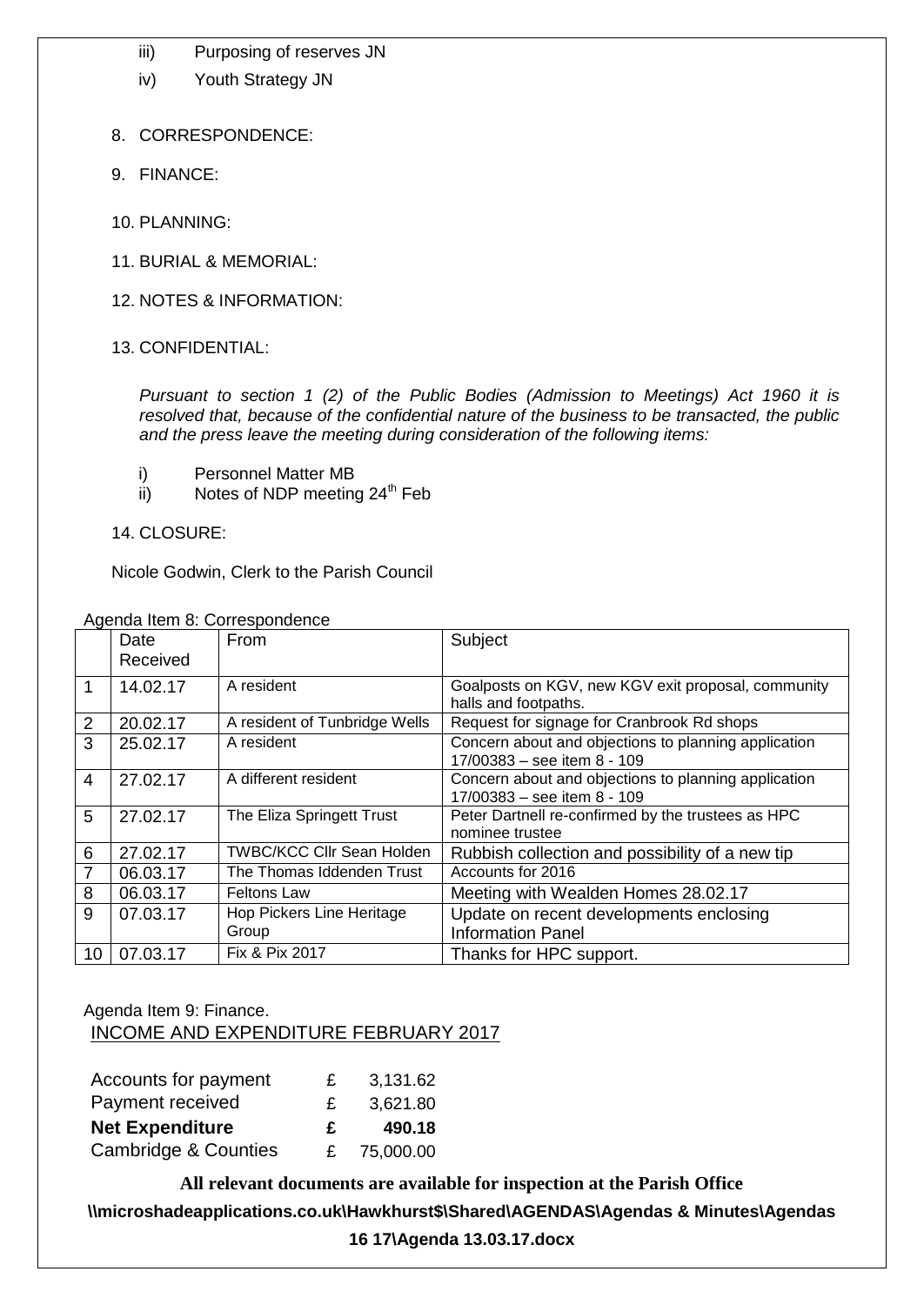iii) Purposing of reserves JN

iv) Youth Strategy JN

8. CORRESPONDENCE:

9. FINANCE:

10. PLANNING:

11. BURIAL & MEMORIAL:

12. NOTES & INFORMATION:

13. CONFIDENTIAL:

*Pursuant to section 1 (2) of the Public Bodies (Admission to Meetings) Act 1960 it is resolved that, because of the confidential nature of the business to be transacted, the public and the press leave the meeting during consideration of the following items:*

i) Personnel Matter MB

ii) Notes of NDP meeting 24th Feb

14. CLOSURE:

Nicole Godwin, Clerk to the Parish Council

Agenda Item 8: Correspondence

| | Date Received | From | Subject |
|---|---|---|---|
| 1 | 14.02.17 | A resident | Goalposts on KGV, new KGV exit proposal, community halls and footpaths. |
| 2 | 20.02.17 | A resident of Tunbridge Wells | Request for signage for Cranbrook Rd shops |
| 3 | 25.02.17 | A resident | Concern about and objections to planning application 17/00383 – see item 8 - 109 |
| 4 | 27.02.17 | A different resident | Concern about and objections to planning application 17/00383 – see item 8 - 109 |
| 5 | 27.02.17 | The Eliza Springett Trust | Peter Dartnell re-confirmed by the trustees as HPC nominee trustee |
| 6 | 27.02.17 | TWBC/KCC Cllr Sean Holden | Rubbish collection and possibility of a new tip |
| 7 | 06.03.17 | The Thomas Iddenden Trust | Accounts for 2016 |
| 8 | 06.03.17 | Feltons Law | Meeting with Wealden Homes 28.02.17 |
| 9 | 07.03.17 | Hop Pickers Line Heritage Group | Update on recent developments enclosing Information Panel |
| 10 | 07.03.17 | Fix & Pix 2017 | Thanks for HPC support. |

Agenda Item 9: Finance.

INCOME AND EXPENDITURE FEBRUARY 2017

| | | |
|---|---|---|
| Accounts for payment | £ | 3,131.62 |
| Payment received | £ | 3,621.80 |
| **Net Expenditure** | **£** | **490.18** |
| Cambridge & Counties | £ | 75,000.00 |

**All relevant documents are available for inspection at the Parish Office**

**\\microshadeapplications.co.uk\Hawkhurst$\Shared\AGENDAS\Agendas & Minutes\Agendas 16 17\Agenda 13.03.17.docx**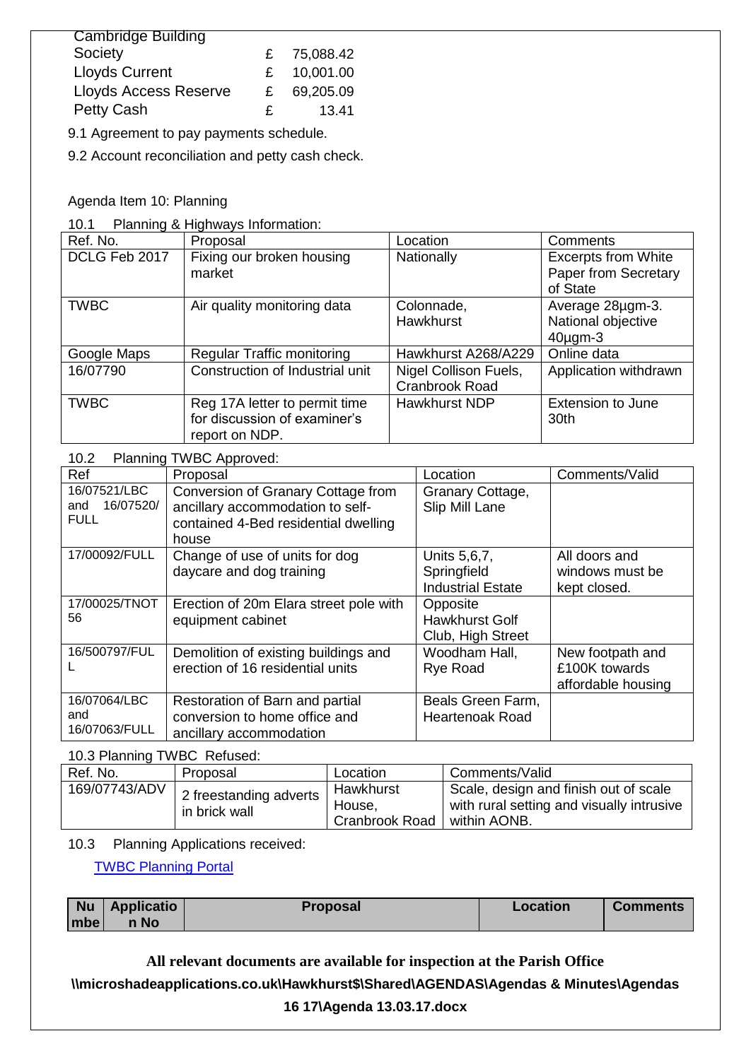| Cambridge Building Society | £ | 75,088.42 |
|---|---|---|
| Lloyds Current | £ | 10,001.00 |
| Lloyds Access Reserve | £ | 69,205.09 |
| Petty Cash | £ | 13.41 |

9.1 Agreement to pay payments schedule.

9.2 Account reconciliation and petty cash check.

Agenda Item 10: Planning

10.1 Planning & Highways Information:

| Ref. No. | Proposal | Location | Comments |
|---|---|---|---|
| DCLG Feb 2017 | Fixing our broken housing market | Nationally | Excerpts from White Paper from Secretary of State |
| TWBC | Air quality monitoring data | Colonnade, Hawkhurst | Average 28µgm-3. National objective 40µgm-3 |
| Google Maps | Regular Traffic monitoring | Hawkhurst A268/A229 | Online data |
| 16/07790 | Construction of Industrial unit | Nigel Collison Fuels, Cranbrook Road | Application withdrawn |
| TWBC | Reg 17A letter to permit time for discussion of examiner's report on NDP. | Hawkhurst NDP | Extension to June 30th |

10.2 Planning TWBC Approved:

| Ref | Proposal | Location | Comments/Valid |
|---|---|---|---|
| 16/07521/LBC and 16/07520/FULL | Conversion of Granary Cottage from ancillary accommodation to self-contained 4-Bed residential dwelling house | Granary Cottage, Slip Mill Lane | |
| 17/00092/FULL | Change of use of units for dog daycare and dog training | Units 5,6,7, Springfield Industrial Estate | All doors and windows must be kept closed. |
| 17/00025/TNOT56 | Erection of 20m Elara street pole with equipment cabinet | Opposite Hawkhurst Golf Club, High Street | |
| 16/500797/FULL | Demolition of existing buildings and erection of 16 residential units | Woodham Hall, Rye Road | New footpath and £100K towards affordable housing |
| 16/07064/LBC and 16/07063/FULL | Restoration of Barn and partial conversion to home office and ancillary accommodation | Beals Green Farm, Heartenoak Road | |

10.3 Planning TWBC Refused:

| Ref. No. | Proposal | Location | Comments/Valid |
|---|---|---|---|
| 169/07743/ADV | 2 freestanding adverts in brick wall | Hawkhurst House, Cranbrook Road | Scale, design and finish out of scale with rural setting and visually intrusive within AONB. |

10.3 Planning Applications received:

TWBC Planning Portal

| Number | Application No | Proposal | Location | Comments |
|---|---|---|---|---|

**All relevant documents are available for inspection at the Parish Office**

**\\microshadeapplications.co.uk\Hawkhurst$\Shared\AGENDAS\Agendas & Minutes\Agendas 16 17\Agenda 13.03.17.docx**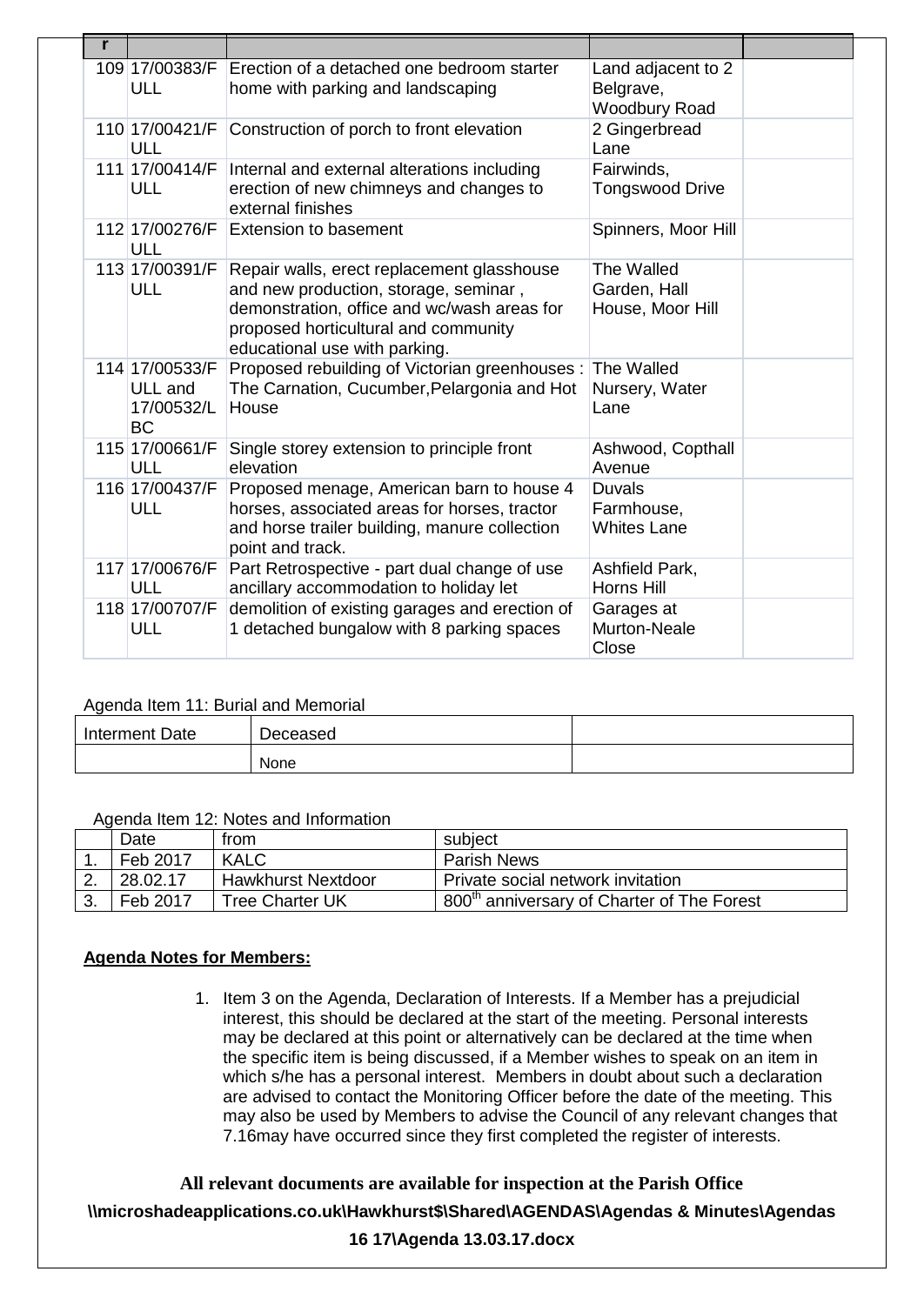| r | | | | |
|---|---|---|---|---|
| 109 | 17/00383/FULL | Erection of a detached one bedroom starter home with parking and landscaping | Land adjacent to 2 Belgrave, Woodbury Road | |
| 110 | 17/00421/FULL | Construction of porch to front elevation | 2 Gingerbread Lane | |
| 111 | 17/00414/FULL | Internal and external alterations including erection of new chimneys and changes to external finishes | Fairwinds, Tongswood Drive | |
| 112 | 17/00276/FULL | Extension to basement | Spinners, Moor Hill | |
| 113 | 17/00391/FULL | Repair walls, erect replacement glasshouse and new production, storage, seminar , demonstration, office and wc/wash areas for proposed horticultural and community educational use with parking. | The Walled Garden, Hall House, Moor Hill | |
| 114 | 17/00533/FULL and 17/00532/LBC | Proposed rebuilding of Victorian greenhouses : The Carnation, Cucumber,Pelargonia and Hot House | The Walled Nursery, Water Lane | |
| 115 | 17/00661/FULL | Single storey extension to principle front elevation | Ashwood, Copthall Avenue | |
| 116 | 17/00437/FULL | Proposed menage, American barn to house 4 horses, associated areas for horses, tractor and horse trailer building, manure collection point and track. | Duvals Farmhouse, Whites Lane | |
| 117 | 17/00676/FULL | Part Retrospective - part dual change of use ancillary accommodation to holiday let | Ashfield Park, Horns Hill | |
| 118 | 17/00707/FULL | demolition of existing garages and erection of 1 detached bungalow with 8 parking spaces | Garages at Murton-Neale Close | |

Agenda Item 11: Burial and Memorial

| Interment Date | Deceased | |
|---|---|---|
| | None | |

Agenda Item 12: Notes and Information

| | Date | from | subject |
|---|---|---|---|
| 1. | Feb 2017 | KALC | Parish News |
| 2. | 28.02.17 | Hawkhurst Nextdoor | Private social network invitation |
| 3. | Feb 2017 | Tree Charter UK | 800th anniversary of Charter of The Forest |

**Agenda Notes for Members:**

1. Item 3 on the Agenda, Declaration of Interests. If a Member has a prejudicial interest, this should be declared at the start of the meeting. Personal interests may be declared at this point or alternatively can be declared at the time when the specific item is being discussed, if a Member wishes to speak on an item in which s/he has a personal interest. Members in doubt about such a declaration are advised to contact the Monitoring Officer before the date of the meeting. This may also be used by Members to advise the Council of any relevant changes that 7.16may have occurred since they first completed the register of interests.

**All relevant documents are available for inspection at the Parish Office**

**\\microshadeapplications.co.uk\Hawkhurst$\Shared\AGENDAS\Agendas & Minutes\Agendas 16 17\Agenda 13.03.17.docx**